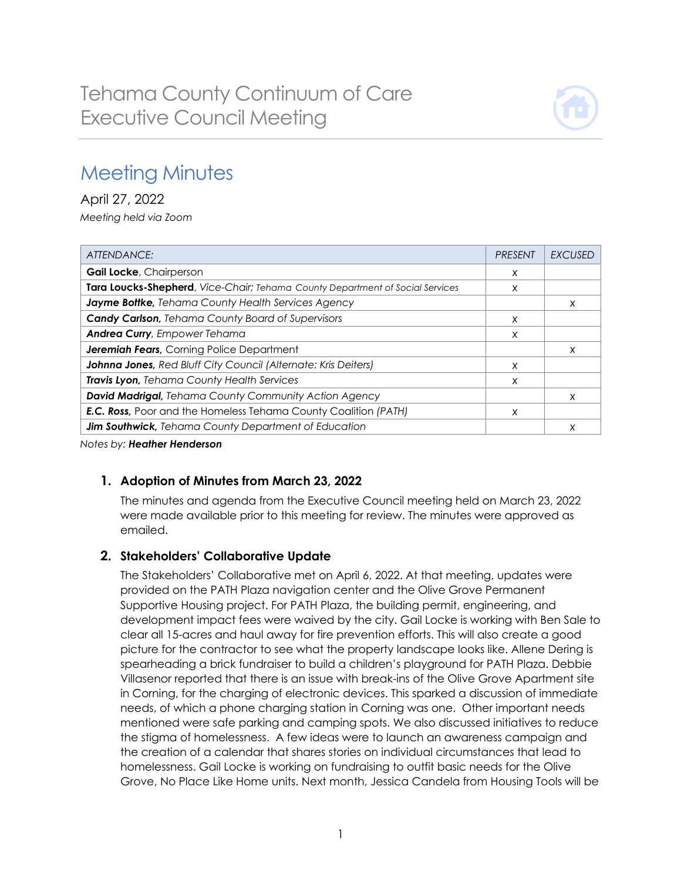# Tehama County Continuum of Care
# Executive Council Meeting

## Meeting Minutes

April 27, 2022

*Meeting held via Zoom*

| *ATTENDANCE:* | *PRESENT* | *EXCUSED* |
|---|---|---|
| **Gail Locke**, Chairperson | x | |
| **Tara Loucks-Shepherd**, *Vice-Chair; Tehama County Department of Social Services* | x | |
| ***Jayme Bottke**, Tehama County Health Services Agency* | | x |
| ***Candy Carlson**, Tehama County Board of Supervisors* | x | |
| ***Andrea Curry**, Empower Tehama* | x | |
| ***Jeremiah Fears**, Corning Police Department* | | x |
| ***Johnna Jones**, Red Bluff City Council (Alternate: Kris Deiters)* | x | |
| ***Travis Lyon**, Tehama County Health Services* | x | |
| ***David Madrigal**, Tehama County Community Action Agency* | | x |
| ***E.C. Ross**, Poor and the Homeless Tehama County Coalition (PATH)* | x | |
| ***Jim Southwick**, Tehama County Department of Education* | | x |

*Notes by:* ***Heather Henderson***

### 1. Adoption of Minutes from March 23, 2022

The minutes and agenda from the Executive Council meeting held on March 23, 2022 were made available prior to this meeting for review. The minutes were approved as emailed.

### 2. Stakeholders' Collaborative Update

The Stakeholders' Collaborative met on April 6, 2022. At that meeting, updates were provided on the PATH Plaza navigation center and the Olive Grove Permanent Supportive Housing project. For PATH Plaza, the building permit, engineering, and development impact fees were waived by the city. Gail Locke is working with Ben Sale to clear all 15-acres and haul away for fire prevention efforts. This will also create a good picture for the contractor to see what the property landscape looks like. Allene Dering is spearheading a brick fundraiser to build a children's playground for PATH Plaza. Debbie Villasenor reported that there is an issue with break-ins of the Olive Grove Apartment site in Corning, for the charging of electronic devices. This sparked a discussion of immediate needs, of which a phone charging station in Corning was one. Other important needs mentioned were safe parking and camping spots. We also discussed initiatives to reduce the stigma of homelessness. A few ideas were to launch an awareness campaign and the creation of a calendar that shares stories on individual circumstances that lead to homelessness. Gail Locke is working on fundraising to outfit basic needs for the Olive Grove, No Place Like Home units. Next month, Jessica Candela from Housing Tools will be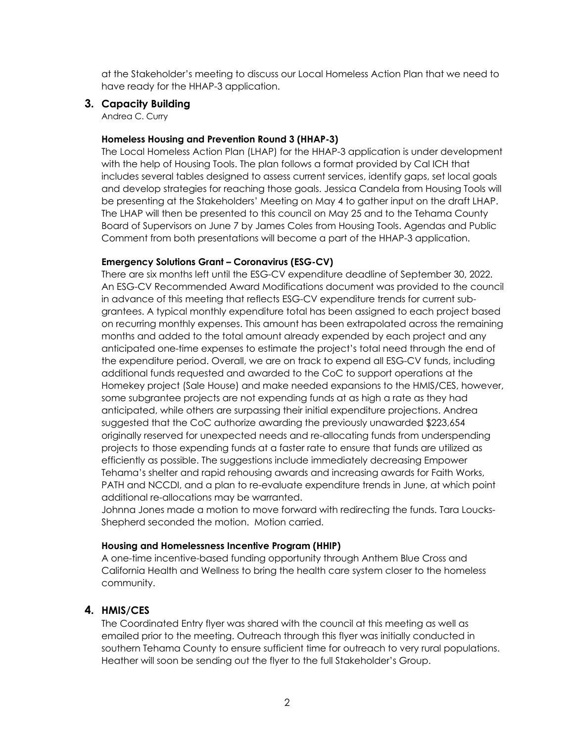at the Stakeholder's meeting to discuss our Local Homeless Action Plan that we need to have ready for the HHAP-3 application.

## 3. Capacity Building

Andrea C. Curry

**Homeless Housing and Prevention Round 3 (HHAP-3)**

The Local Homeless Action Plan (LHAP) for the HHAP-3 application is under development with the help of Housing Tools. The plan follows a format provided by Cal ICH that includes several tables designed to assess current services, identify gaps, set local goals and develop strategies for reaching those goals. Jessica Candela from Housing Tools will be presenting at the Stakeholders' Meeting on May 4 to gather input on the draft LHAP. The LHAP will then be presented to this council on May 25 and to the Tehama County Board of Supervisors on June 7 by James Coles from Housing Tools. Agendas and Public Comment from both presentations will become a part of the HHAP-3 application.

**Emergency Solutions Grant – Coronavirus (ESG-CV)**

There are six months left until the ESG-CV expenditure deadline of September 30, 2022. An ESG-CV Recommended Award Modifications document was provided to the council in advance of this meeting that reflects ESG-CV expenditure trends for current sub-grantees. A typical monthly expenditure total has been assigned to each project based on recurring monthly expenses. This amount has been extrapolated across the remaining months and added to the total amount already expended by each project and any anticipated one-time expenses to estimate the project's total need through the end of the expenditure period. Overall, we are on track to expend all ESG-CV funds, including additional funds requested and awarded to the CoC to support operations at the Homekey project (Sale House) and make needed expansions to the HMIS/CES, however, some subgrantee projects are not expending funds at as high a rate as they had anticipated, while others are surpassing their initial expenditure projections. Andrea suggested that the CoC authorize awarding the previously unawarded $223,654 originally reserved for unexpected needs and re-allocating funds from underspending projects to those expending funds at a faster rate to ensure that funds are utilized as efficiently as possible. The suggestions include immediately decreasing Empower Tehama's shelter and rapid rehousing awards and increasing awards for Faith Works, PATH and NCCDI, and a plan to re-evaluate expenditure trends in June, at which point additional re-allocations may be warranted.

Johnna Jones made a motion to move forward with redirecting the funds. Tara Loucks-Shepherd seconded the motion. Motion carried.

**Housing and Homelessness Incentive Program (HHIP)**

A one-time incentive-based funding opportunity through Anthem Blue Cross and California Health and Wellness to bring the health care system closer to the homeless community.

## 4. HMIS/CES

The Coordinated Entry flyer was shared with the council at this meeting as well as emailed prior to the meeting. Outreach through this flyer was initially conducted in southern Tehama County to ensure sufficient time for outreach to very rural populations. Heather will soon be sending out the flyer to the full Stakeholder's Group.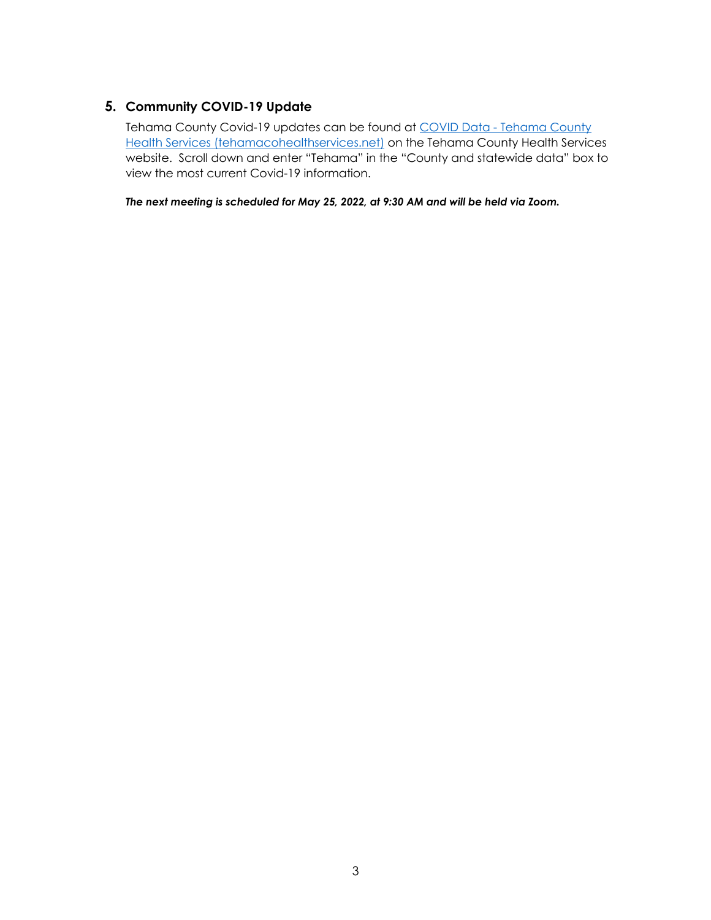## 5. Community COVID-19 Update

Tehama County Covid-19 updates can be found at COVID Data - Tehama County Health Services (tehamacohealthservices.net) on the Tehama County Health Services website. Scroll down and enter "Tehama" in the "County and statewide data" box to view the most current Covid-19 information.

***The next meeting is scheduled for May 25, 2022, at 9:30 AM and will be held via Zoom.***